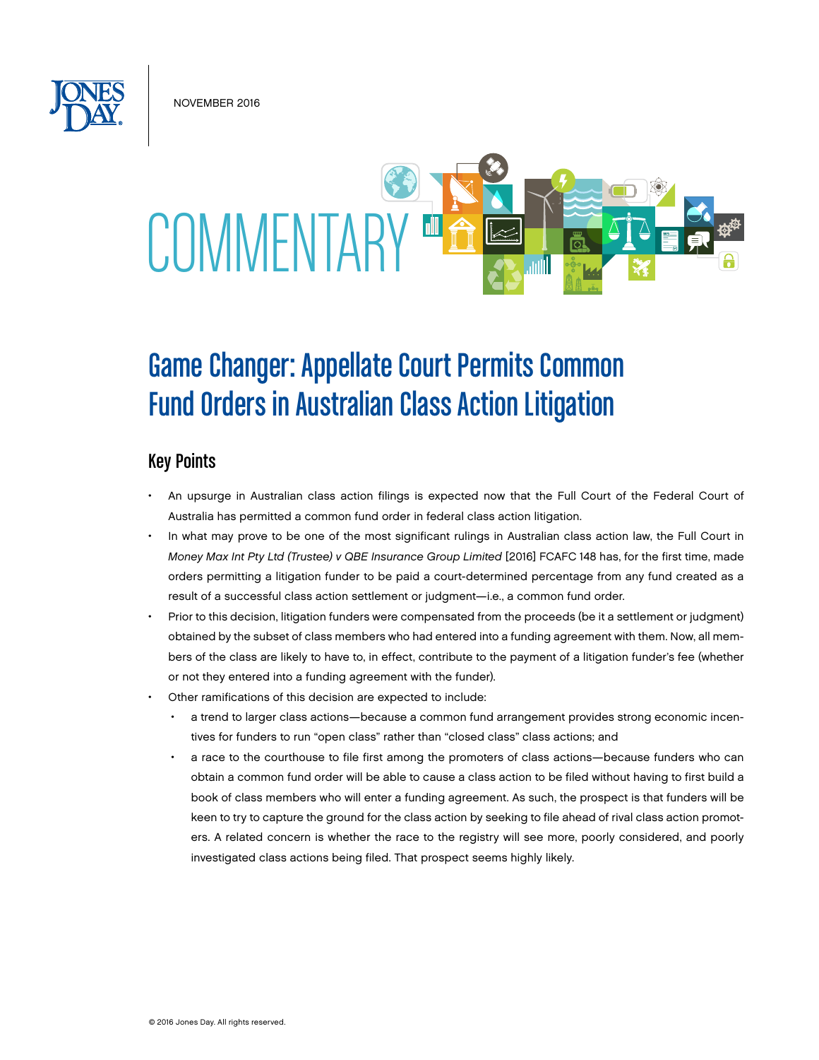NOVEMBER 2016

COMMENTARY

# Game Changer: Appellate Court Permits Common Fund Orders in Australian Class Action Litigation

## Key Points

- An upsurge in Australian class action filings is expected now that the Full Court of the Federal Court of Australia has permitted a common fund order in federal class action litigation.
- In what may prove to be one of the most significant rulings in Australian class action law, the Full Court in *Money Max Int Pty Ltd (Trustee) v QBE Insurance Group Limited* [2016] FCAFC 148 has, for the first time, made orders permitting a litigation funder to be paid a court-determined percentage from any fund created as a result of a successful class action settlement or judgment—i.e., a common fund order.
- Prior to this decision, litigation funders were compensated from the proceeds (be it a settlement or judgment) obtained by the subset of class members who had entered into a funding agreement with them. Now, all members of the class are likely to have to, in effect, contribute to the payment of a litigation funder's fee (whether or not they entered into a funding agreement with the funder).
- Other ramifications of this decision are expected to include:
  - a trend to larger class actions—because a common fund arrangement provides strong economic incentives for funders to run "open class" rather than "closed class" class actions; and
  - a race to the courthouse to file first among the promoters of class actions—because funders who can obtain a common fund order will be able to cause a class action to be filed without having to first build a book of class members who will enter a funding agreement. As such, the prospect is that funders will be keen to try to capture the ground for the class action by seeking to file ahead of rival class action promoters. A related concern is whether the race to the registry will see more, poorly considered, and poorly investigated class actions being filed. That prospect seems highly likely.

© 2016 Jones Day. All rights reserved.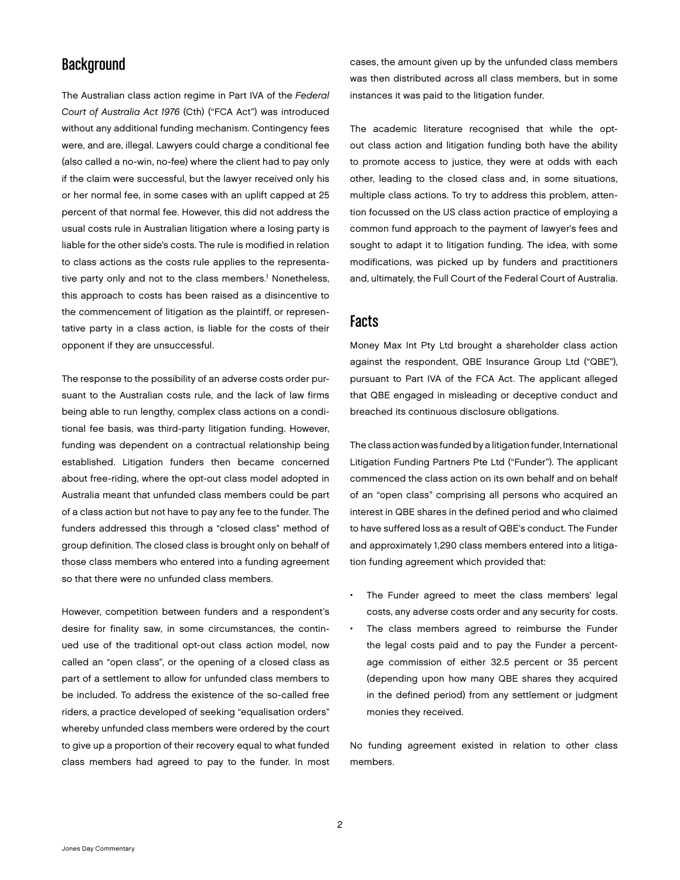## Background

The Australian class action regime in Part IVA of the *Federal Court of Australia Act 1976* (Cth) ("FCA Act") was introduced without any additional funding mechanism. Contingency fees were, and are, illegal. Lawyers could charge a conditional fee (also called a no-win, no-fee) where the client had to pay only if the claim were successful, but the lawyer received only his or her normal fee, in some cases with an uplift capped at 25 percent of that normal fee. However, this did not address the usual costs rule in Australian litigation where a losing party is liable for the other side's costs. The rule is modified in relation to class actions as the costs rule applies to the representative party only and not to the class members.[1] Nonetheless, this approach to costs has been raised as a disincentive to the commencement of litigation as the plaintiff, or representative party in a class action, is liable for the costs of their opponent if they are unsuccessful.

The response to the possibility of an adverse costs order pursuant to the Australian costs rule, and the lack of law firms being able to run lengthy, complex class actions on a conditional fee basis, was third-party litigation funding. However, funding was dependent on a contractual relationship being established. Litigation funders then became concerned about free-riding, where the opt-out class model adopted in Australia meant that unfunded class members could be part of a class action but not have to pay any fee to the funder. The funders addressed this through a "closed class" method of group definition. The closed class is brought only on behalf of those class members who entered into a funding agreement so that there were no unfunded class members.

However, competition between funders and a respondent's desire for finality saw, in some circumstances, the continued use of the traditional opt-out class action model, now called an "open class", or the opening of a closed class as part of a settlement to allow for unfunded class members to be included. To address the existence of the so-called free riders, a practice developed of seeking "equalisation orders" whereby unfunded class members were ordered by the court to give up a proportion of their recovery equal to what funded class members had agreed to pay to the funder. In most cases, the amount given up by the unfunded class members was then distributed across all class members, but in some instances it was paid to the litigation funder.

The academic literature recognised that while the opt-out class action and litigation funding both have the ability to promote access to justice, they were at odds with each other, leading to the closed class and, in some situations, multiple class actions. To try to address this problem, attention focussed on the US class action practice of employing a common fund approach to the payment of lawyer's fees and sought to adapt it to litigation funding. The idea, with some modifications, was picked up by funders and practitioners and, ultimately, the Full Court of the Federal Court of Australia.

## Facts

Money Max Int Pty Ltd brought a shareholder class action against the respondent, QBE Insurance Group Ltd ("QBE"), pursuant to Part IVA of the FCA Act. The applicant alleged that QBE engaged in misleading or deceptive conduct and breached its continuous disclosure obligations.

The class action was funded by a litigation funder, International Litigation Funding Partners Pte Ltd ("Funder"). The applicant commenced the class action on its own behalf and on behalf of an "open class" comprising all persons who acquired an interest in QBE shares in the defined period and who claimed to have suffered loss as a result of QBE's conduct. The Funder and approximately 1,290 class members entered into a litigation funding agreement which provided that:

- The Funder agreed to meet the class members' legal costs, any adverse costs order and any security for costs.
- The class members agreed to reimburse the Funder the legal costs paid and to pay the Funder a percentage commission of either 32.5 percent or 35 percent (depending upon how many QBE shares they acquired in the defined period) from any settlement or judgment monies they received.

No funding agreement existed in relation to other class members.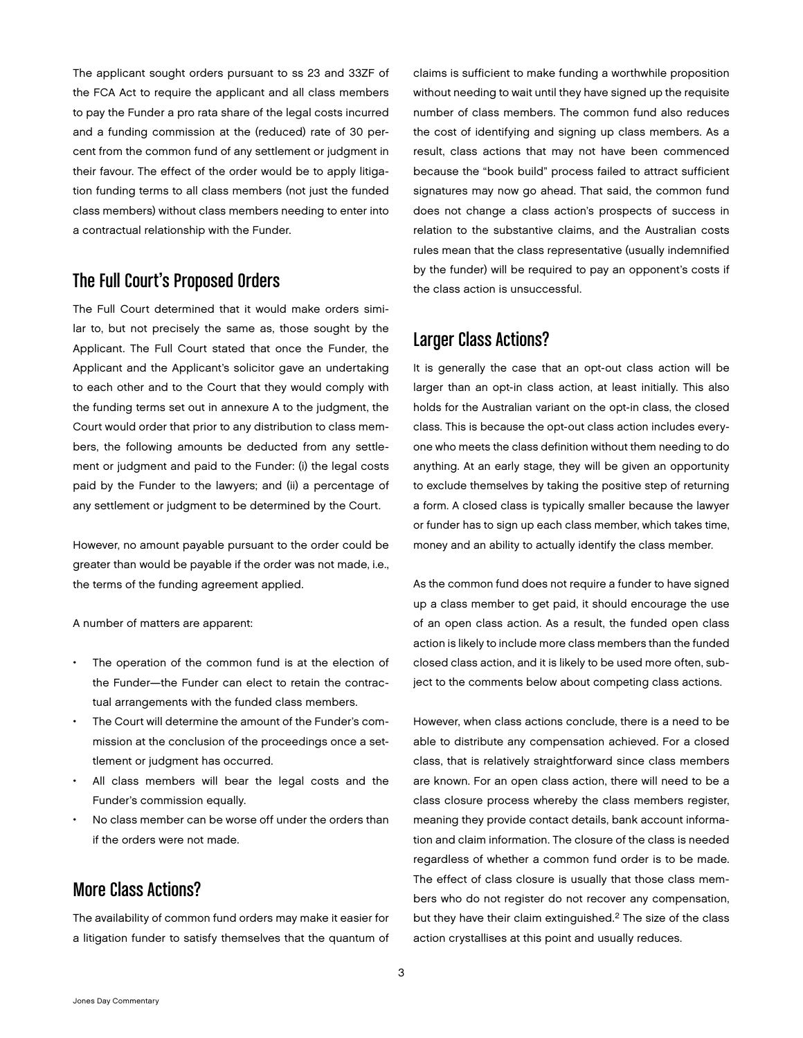The applicant sought orders pursuant to ss 23 and 33ZF of the FCA Act to require the applicant and all class members to pay the Funder a pro rata share of the legal costs incurred and a funding commission at the (reduced) rate of 30 percent from the common fund of any settlement or judgment in their favour. The effect of the order would be to apply litigation funding terms to all class members (not just the funded class members) without class members needing to enter into a contractual relationship with the Funder.

## The Full Court's Proposed Orders

The Full Court determined that it would make orders similar to, but not precisely the same as, those sought by the Applicant. The Full Court stated that once the Funder, the Applicant and the Applicant's solicitor gave an undertaking to each other and to the Court that they would comply with the funding terms set out in annexure A to the judgment, the Court would order that prior to any distribution to class members, the following amounts be deducted from any settlement or judgment and paid to the Funder: (i) the legal costs paid by the Funder to the lawyers; and (ii) a percentage of any settlement or judgment to be determined by the Court.

However, no amount payable pursuant to the order could be greater than would be payable if the order was not made, i.e., the terms of the funding agreement applied.

A number of matters are apparent:

- The operation of the common fund is at the election of the Funder—the Funder can elect to retain the contractual arrangements with the funded class members.
- The Court will determine the amount of the Funder's commission at the conclusion of the proceedings once a settlement or judgment has occurred.
- All class members will bear the legal costs and the Funder's commission equally.
- No class member can be worse off under the orders than if the orders were not made.

## More Class Actions?

The availability of common fund orders may make it easier for a litigation funder to satisfy themselves that the quantum of claims is sufficient to make funding a worthwhile proposition without needing to wait until they have signed up the requisite number of class members. The common fund also reduces the cost of identifying and signing up class members. As a result, class actions that may not have been commenced because the "book build" process failed to attract sufficient signatures may now go ahead. That said, the common fund does not change a class action's prospects of success in relation to the substantive claims, and the Australian costs rules mean that the class representative (usually indemnified by the funder) will be required to pay an opponent's costs if the class action is unsuccessful.

## Larger Class Actions?

It is generally the case that an opt-out class action will be larger than an opt-in class action, at least initially. This also holds for the Australian variant on the opt-in class, the closed class. This is because the opt-out class action includes everyone who meets the class definition without them needing to do anything. At an early stage, they will be given an opportunity to exclude themselves by taking the positive step of returning a form. A closed class is typically smaller because the lawyer or funder has to sign up each class member, which takes time, money and an ability to actually identify the class member.

As the common fund does not require a funder to have signed up a class member to get paid, it should encourage the use of an open class action. As a result, the funded open class action is likely to include more class members than the funded closed class action, and it is likely to be used more often, subject to the comments below about competing class actions.

However, when class actions conclude, there is a need to be able to distribute any compensation achieved. For a closed class, that is relatively straightforward since class members are known. For an open class action, there will need to be a class closure process whereby the class members register, meaning they provide contact details, bank account information and claim information. The closure of the class is needed regardless of whether a common fund order is to be made. The effect of class closure is usually that those class members who do not register do not recover any compensation, but they have their claim extinguished.[2] The size of the class action crystallises at this point and usually reduces.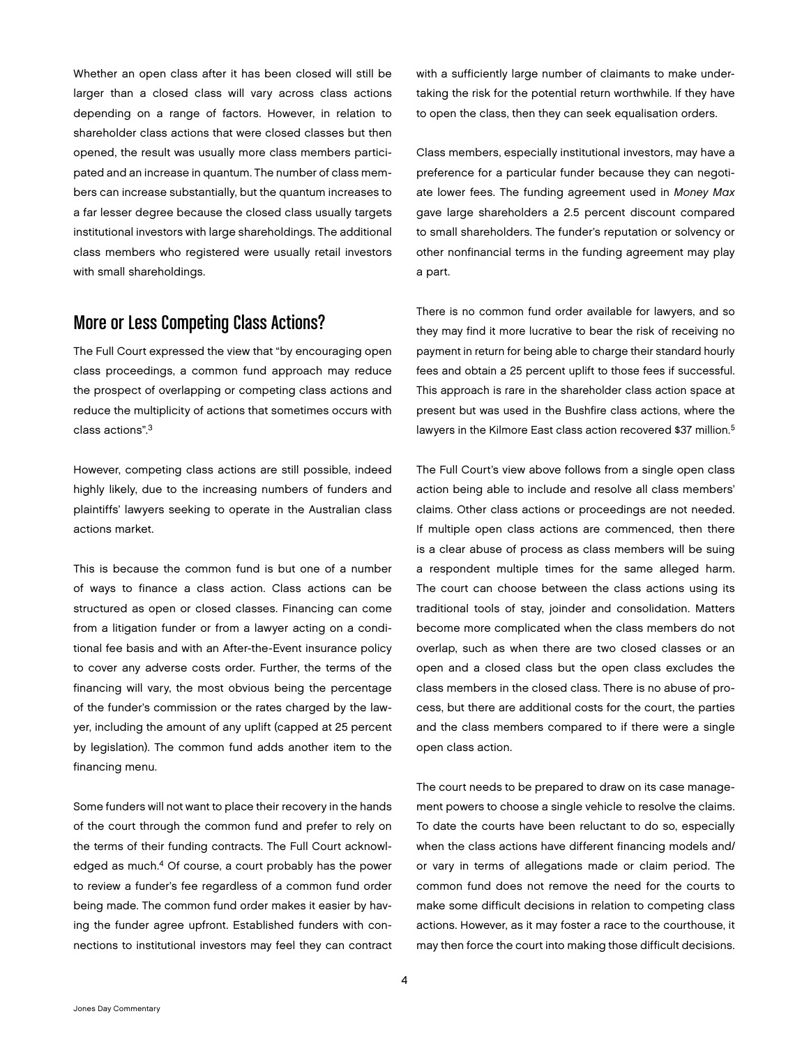Whether an open class after it has been closed will still be larger than a closed class will vary across class actions depending on a range of factors. However, in relation to shareholder class actions that were closed classes but then opened, the result was usually more class members participated and an increase in quantum. The number of class members can increase substantially, but the quantum increases to a far lesser degree because the closed class usually targets institutional investors with large shareholdings. The additional class members who registered were usually retail investors with small shareholdings.

## More or Less Competing Class Actions?

The Full Court expressed the view that "by encouraging open class proceedings, a common fund approach may reduce the prospect of overlapping or competing class actions and reduce the multiplicity of actions that sometimes occurs with class actions".[3]

However, competing class actions are still possible, indeed highly likely, due to the increasing numbers of funders and plaintiffs' lawyers seeking to operate in the Australian class actions market.

This is because the common fund is but one of a number of ways to finance a class action. Class actions can be structured as open or closed classes. Financing can come from a litigation funder or from a lawyer acting on a conditional fee basis and with an After-the-Event insurance policy to cover any adverse costs order. Further, the terms of the financing will vary, the most obvious being the percentage of the funder's commission or the rates charged by the lawyer, including the amount of any uplift (capped at 25 percent by legislation). The common fund adds another item to the financing menu.

Some funders will not want to place their recovery in the hands of the court through the common fund and prefer to rely on the terms of their funding contracts. The Full Court acknowledged as much.[4] Of course, a court probably has the power to review a funder's fee regardless of a common fund order being made. The common fund order makes it easier by having the funder agree upfront. Established funders with connections to institutional investors may feel they can contract with a sufficiently large number of claimants to make undertaking the risk for the potential return worthwhile. If they have to open the class, then they can seek equalisation orders.

Class members, especially institutional investors, may have a preference for a particular funder because they can negotiate lower fees. The funding agreement used in *Money Max* gave large shareholders a 2.5 percent discount compared to small shareholders. The funder's reputation or solvency or other nonfinancial terms in the funding agreement may play a part.

There is no common fund order available for lawyers, and so they may find it more lucrative to bear the risk of receiving no payment in return for being able to charge their standard hourly fees and obtain a 25 percent uplift to those fees if successful. This approach is rare in the shareholder class action space at present but was used in the Bushfire class actions, where the lawyers in the Kilmore East class action recovered $37 million.[5]

The Full Court's view above follows from a single open class action being able to include and resolve all class members' claims. Other class actions or proceedings are not needed. If multiple open class actions are commenced, then there is a clear abuse of process as class members will be suing a respondent multiple times for the same alleged harm. The court can choose between the class actions using its traditional tools of stay, joinder and consolidation. Matters become more complicated when the class members do not overlap, such as when there are two closed classes or an open and a closed class but the open class excludes the class members in the closed class. There is no abuse of process, but there are additional costs for the court, the parties and the class members compared to if there were a single open class action.

The court needs to be prepared to draw on its case management powers to choose a single vehicle to resolve the claims. To date the courts have been reluctant to do so, especially when the class actions have different financing models and/or vary in terms of allegations made or claim period. The common fund does not remove the need for the courts to make some difficult decisions in relation to competing class actions. However, as it may foster a race to the courthouse, it may then force the court into making those difficult decisions.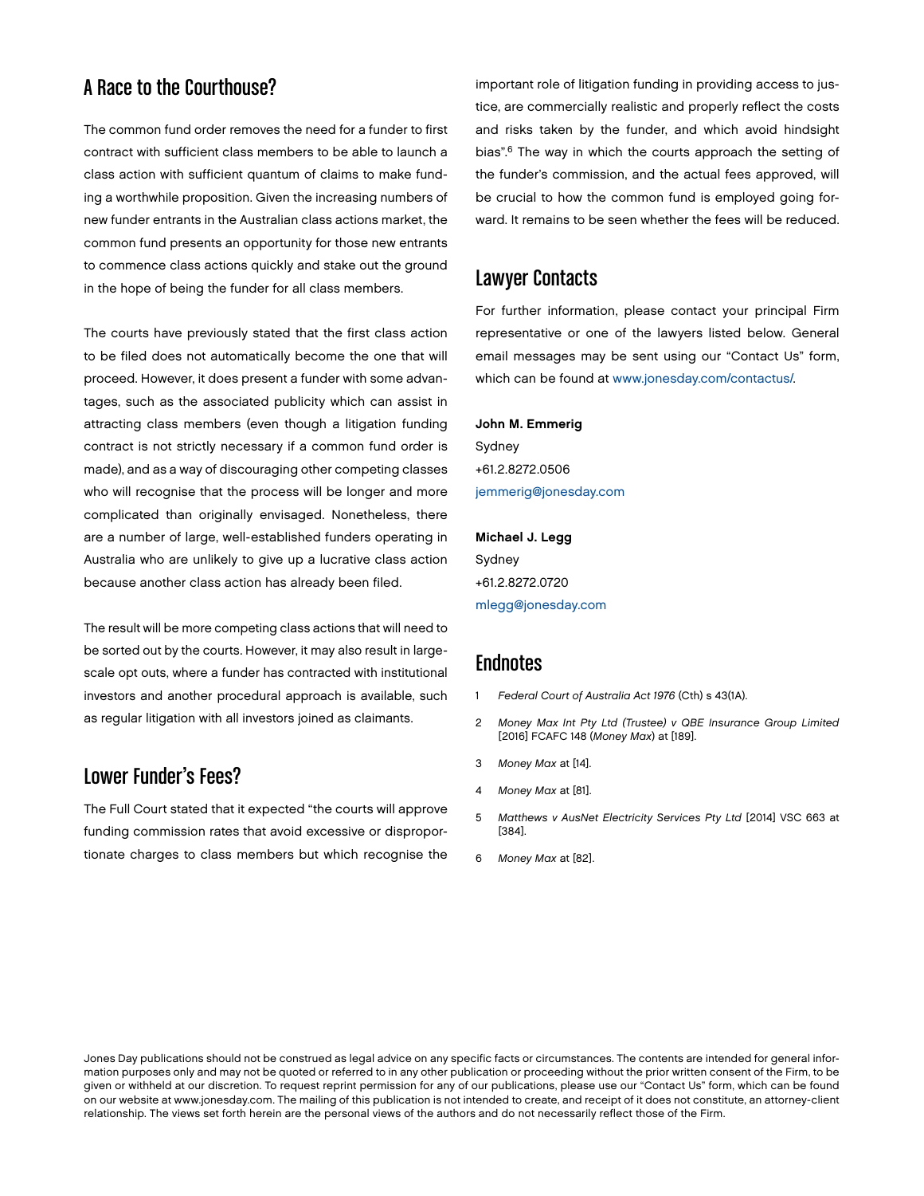## A Race to the Courthouse?

The common fund order removes the need for a funder to first contract with sufficient class members to be able to launch a class action with sufficient quantum of claims to make funding a worthwhile proposition. Given the increasing numbers of new funder entrants in the Australian class actions market, the common fund presents an opportunity for those new entrants to commence class actions quickly and stake out the ground in the hope of being the funder for all class members.

The courts have previously stated that the first class action to be filed does not automatically become the one that will proceed. However, it does present a funder with some advantages, such as the associated publicity which can assist in attracting class members (even though a litigation funding contract is not strictly necessary if a common fund order is made), and as a way of discouraging other competing classes who will recognise that the process will be longer and more complicated than originally envisaged. Nonetheless, there are a number of large, well-established funders operating in Australia who are unlikely to give up a lucrative class action because another class action has already been filed.

The result will be more competing class actions that will need to be sorted out by the courts. However, it may also result in large-scale opt outs, where a funder has contracted with institutional investors and another procedural approach is available, such as regular litigation with all investors joined as claimants.

## Lower Funder's Fees?

The Full Court stated that it expected "the courts will approve funding commission rates that avoid excessive or disproportionate charges to class members but which recognise the important role of litigation funding in providing access to justice, are commercially realistic and properly reflect the costs and risks taken by the funder, and which avoid hindsight bias".[6] The way in which the courts approach the setting of the funder's commission, and the actual fees approved, will be crucial to how the common fund is employed going forward. It remains to be seen whether the fees will be reduced.

## Lawyer Contacts

For further information, please contact your principal Firm representative or one of the lawyers listed below. General email messages may be sent using our "Contact Us" form, which can be found at www.jonesday.com/contactus/.

**John M. Emmerig**
Sydney
+61.2.8272.0506
jemmerig@jonesday.com

**Michael J. Legg**
Sydney
+61.2.8272.0720
mlegg@jonesday.com

## Endnotes

1. *Federal Court of Australia Act 1976* (Cth) s 43(1A).
2. *Money Max Int Pty Ltd (Trustee) v QBE Insurance Group Limited* [2016] FCAFC 148 (*Money Max*) at [189].
3. *Money Max* at [14].
4. *Money Max* at [81].
5. *Matthews v AusNet Electricity Services Pty Ltd* [2014] VSC 663 at [384].
6. *Money Max* at [82].

Jones Day publications should not be construed as legal advice on any specific facts or circumstances. The contents are intended for general information purposes only and may not be quoted or referred to in any other publication or proceeding without the prior written consent of the Firm, to be given or withheld at our discretion. To request reprint permission for any of our publications, please use our "Contact Us" form, which can be found on our website at www.jonesday.com. The mailing of this publication is not intended to create, and receipt of it does not constitute, an attorney-client relationship. The views set forth herein are the personal views of the authors and do not necessarily reflect those of the Firm.